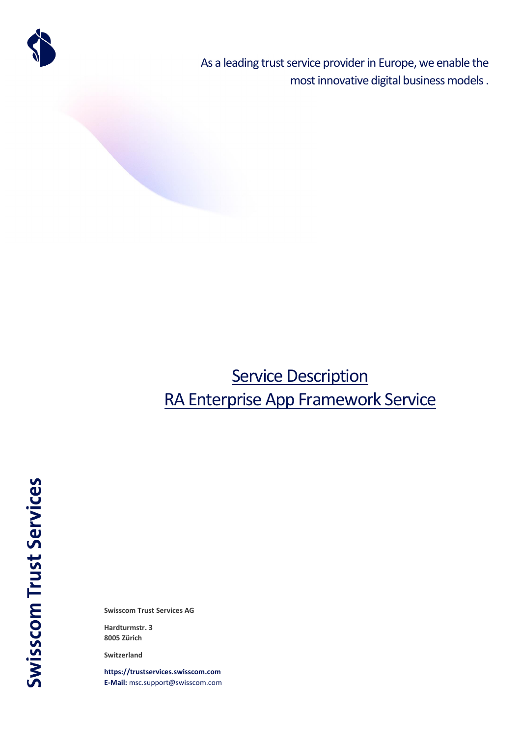As a leading trust service provider in Europe, we enable the most innovative digital business models .

# Service Description
# RA Enterprise App Framework Service

**Swisscom Trust Services**

**Swisscom Trust Services AG**

**Hardturmstr. 3**
**8005 Zürich**

**Switzerland**

**https://trustservices.swisscom.com**
**E-Mail:** msc.support@swisscom.com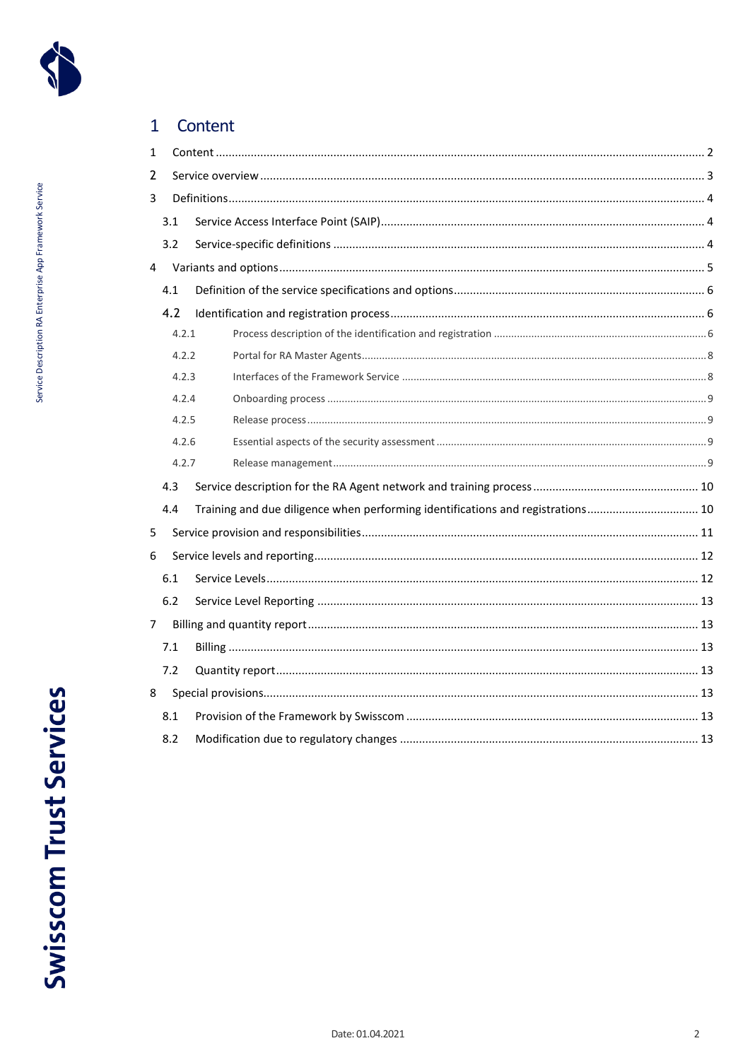# 1 Content

1 Content ........................................................................................................................................ 2

2 Service overview .......................................................................................................................... 3

3 Definitions.................................................................................................................................... 4

3.1 Service Access Interface Point (SAIP)..................................................................................... 4

3.2 Service-specific definitions .................................................................................................... 4

4 Variants and options..................................................................................................................... 5

4.1 Definition of the service specifications and options............................................................... 6

4.2 Identification and registration process.................................................................................. 6

4.2.1 Process description of the identification and registration ........................................................................ 6

4.2.2 Portal for RA Master Agents...................................................................................................................... 8

4.2.3 Interfaces of the Framework Service ........................................................................................................ 8

4.2.4 Onboarding process .................................................................................................................................. 9

4.2.5 Release process.......................................................................................................................................... 9

4.2.6 Essential aspects of the security assessment ............................................................................................ 9

4.2.7 Release management................................................................................................................................. 9

4.3 Service description for the RA Agent network and training process .................................................... 10

4.4 Training and due diligence when performing identifications and registrations................................... 10

5 Service provision and responsibilities......................................................................................... 11

6 Service levels and reporting........................................................................................................ 12

6.1 Service Levels....................................................................................................................... 12

6.2 Service Level Reporting ....................................................................................................... 13

7 Billing and quantity report.......................................................................................................... 13

7.1 Billing .................................................................................................................................. 13

7.2 Quantity report.................................................................................................................... 13

8 Special provisions........................................................................................................................ 13

8.1 Provision of the Framework by Swisscom ........................................................................... 13

8.2 Modification due to regulatory changes ............................................................................. 13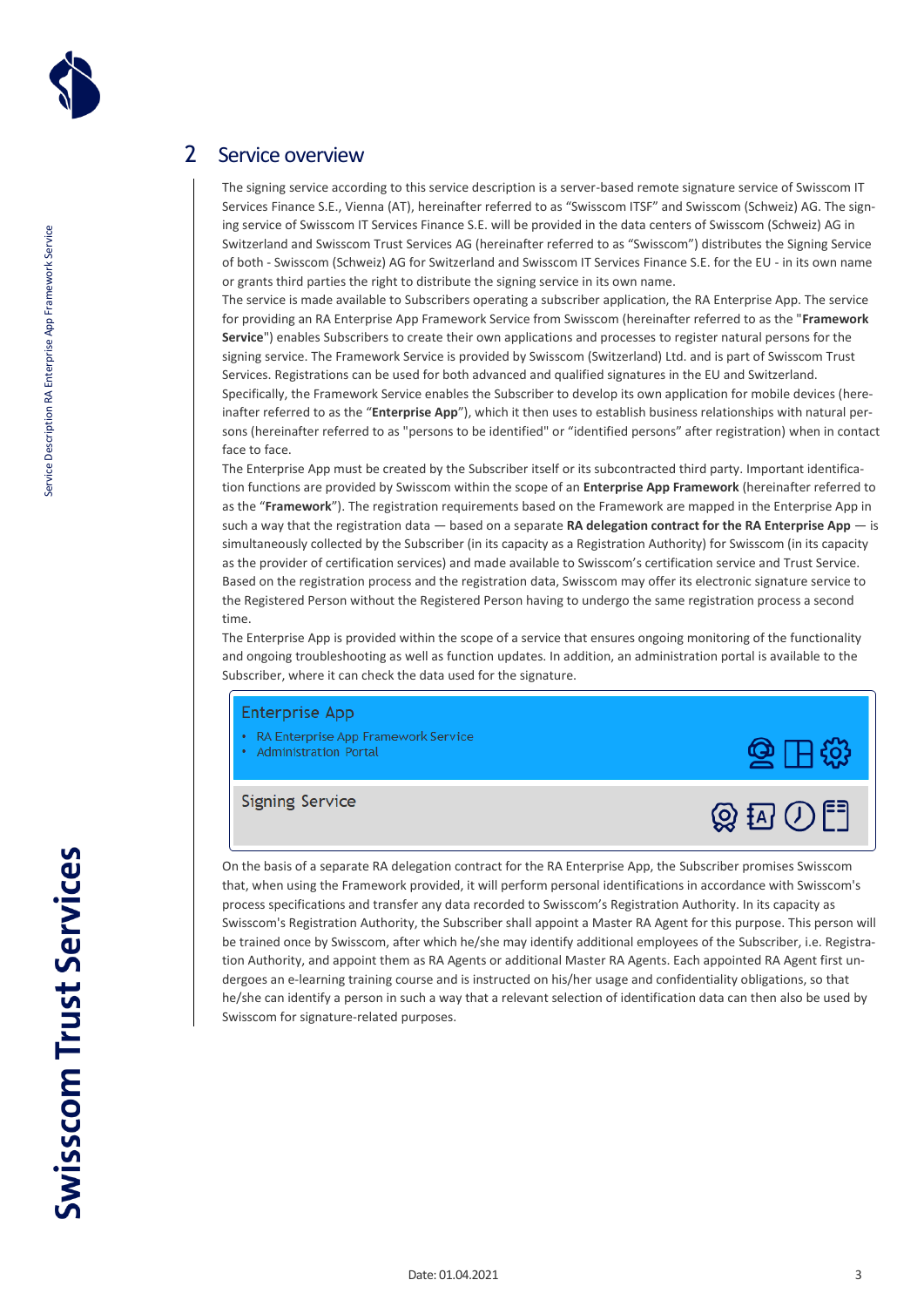## 2 Service overview

The signing service according to this service description is a server-based remote signature service of Swisscom IT Services Finance S.E., Vienna (AT), hereinafter referred to as “Swisscom ITSF” and Swisscom (Schweiz) AG. The signing service of Swisscom IT Services Finance S.E. will be provided in the data centers of Swisscom (Schweiz) AG in Switzerland and Swisscom Trust Services AG (hereinafter referred to as “Swisscom”) distributes the Signing Service of both - Swisscom (Schweiz) AG for Switzerland and Swisscom IT Services Finance S.E. for the EU - in its own name or grants third parties the right to distribute the signing service in its own name.

The service is made available to Subscribers operating a subscriber application, the RA Enterprise App. The service for providing an RA Enterprise App Framework Service from Swisscom (hereinafter referred to as the "**Framework Service**") enables Subscribers to create their own applications and processes to register natural persons for the signing service. The Framework Service is provided by Swisscom (Switzerland) Ltd. and is part of Swisscom Trust Services. Registrations can be used for both advanced and qualified signatures in the EU and Switzerland.

Specifically, the Framework Service enables the Subscriber to develop its own application for mobile devices (hereinafter referred to as the “**Enterprise App**”), which it then uses to establish business relationships with natural persons (hereinafter referred to as "persons to be identified" or “identified persons” after registration) when in contact face to face.

The Enterprise App must be created by the Subscriber itself or its subcontracted third party. Important identification functions are provided by Swisscom within the scope of an **Enterprise App Framework** (hereinafter referred to as the “**Framework**”). The registration requirements based on the Framework are mapped in the Enterprise App in such a way that the registration data — based on a separate **RA delegation contract for the RA Enterprise App** — is simultaneously collected by the Subscriber (in its capacity as a Registration Authority) for Swisscom (in its capacity as the provider of certification services) and made available to Swisscom’s certification service and Trust Service. Based on the registration process and the registration data, Swisscom may offer its electronic signature service to the Registered Person without the Registered Person having to undergo the same registration process a second time.

The Enterprise App is provided within the scope of a service that ensures ongoing monitoring of the functionality and ongoing troubleshooting as well as function updates. In addition, an administration portal is available to the Subscriber, where it can check the data used for the signature.

**Enterprise App**
- RA Enterprise App Framework Service
- Administration Portal

**Signing Service**

On the basis of a separate RA delegation contract for the RA Enterprise App, the Subscriber promises Swisscom that, when using the Framework provided, it will perform personal identifications in accordance with Swisscom's process specifications and transfer any data recorded to Swisscom’s Registration Authority. In its capacity as Swisscom's Registration Authority, the Subscriber shall appoint a Master RA Agent for this purpose. This person will be trained once by Swisscom, after which he/she may identify additional employees of the Subscriber, i.e. Registration Authority, and appoint them as RA Agents or additional Master RA Agents. Each appointed RA Agent first undergoes an e-learning training course and is instructed on his/her usage and confidentiality obligations, so that he/she can identify a person in such a way that a relevant selection of identification data can then also be used by Swisscom for signature-related purposes.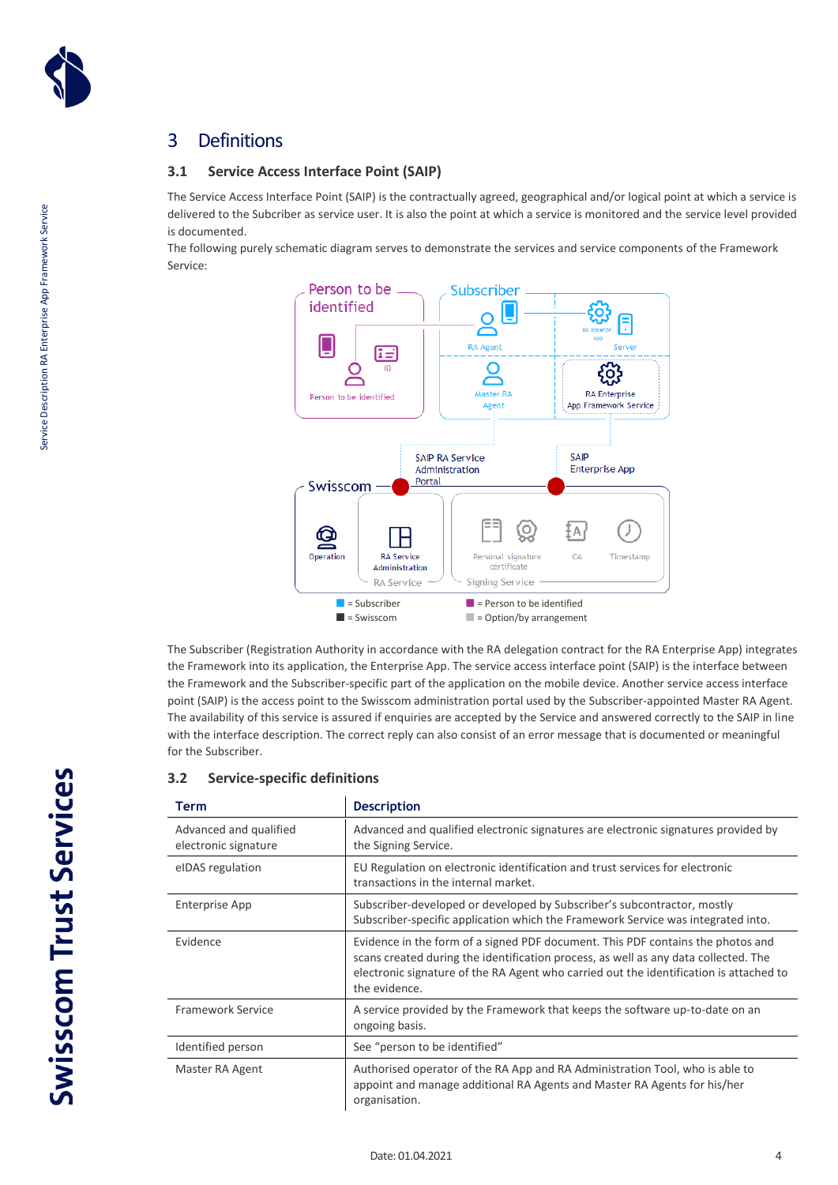# 3 Definitions

## 3.1 Service Access Interface Point (SAIP)

The Service Access Interface Point (SAIP) is the contractually agreed, geographical and/or logical point at which a service is delivered to the Subcriber as service user. It is also the point at which a service is monitored and the service level provided is documented.

The following purely schematic diagram serves to demonstrate the services and service components of the Framework Service:

The Subscriber (Registration Authority in accordance with the RA delegation contract for the RA Enterprise App) integrates the Framework into its application, the Enterprise App. The service access interface point (SAIP) is the interface between the Framework and the Subscriber-specific part of the application on the mobile device. Another service access interface point (SAIP) is the access point to the Swisscom administration portal used by the Subscriber-appointed Master RA Agent. The availability of this service is assured if enquiries are accepted by the Service and answered correctly to the SAIP in line with the interface description. The correct reply can also consist of an error message that is documented or meaningful for the Subscriber.

## 3.2 Service-specific definitions

| Term | Description |
|---|---|
| Advanced and qualified electronic signature | Advanced and qualified electronic signatures are electronic signatures provided by the Signing Service. |
| eIDAS regulation | EU Regulation on electronic identification and trust services for electronic transactions in the internal market. |
| Enterprise App | Subscriber-developed or developed by Subscriber's subcontractor, mostly Subscriber-specific application which the Framework Service was integrated into. |
| Evidence | Evidence in the form of a signed PDF document. This PDF contains the photos and scans created during the identification process, as well as any data collected. The electronic signature of the RA Agent who carried out the identification is attached to the evidence. |
| Framework Service | A service provided by the Framework that keeps the software up-to-date on an ongoing basis. |
| Identified person | See "person to be identified" |
| Master RA Agent | Authorised operator of the RA App and RA Administration Tool, who is able to appoint and manage additional RA Agents and Master RA Agents for his/her organisation. |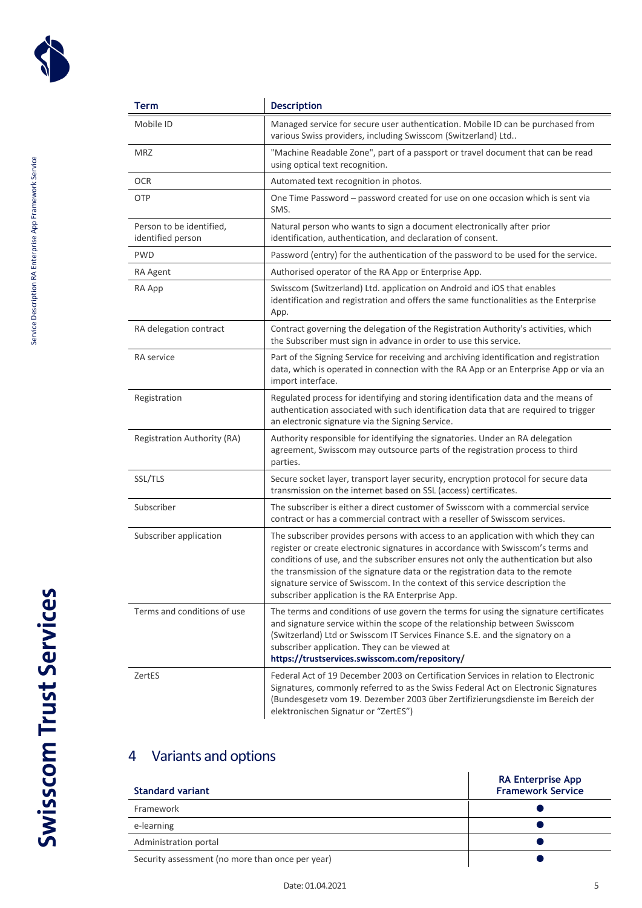| Term | Description |
|---|---|
| Mobile ID | Managed service for secure user authentication. Mobile ID can be purchased from various Swiss providers, including Swisscom (Switzerland) Ltd.. |
| MRZ | "Machine Readable Zone", part of a passport or travel document that can be read using optical text recognition. |
| OCR | Automated text recognition in photos. |
| OTP | One Time Password – password created for use on one occasion which is sent via SMS. |
| Person to be identified, identified person | Natural person who wants to sign a document electronically after prior identification, authentication, and declaration of consent. |
| PWD | Password (entry) for the authentication of the password to be used for the service. |
| RA Agent | Authorised operator of the RA App or Enterprise App. |
| RA App | Swisscom (Switzerland) Ltd. application on Android and iOS that enables identification and registration and offers the same functionalities as the Enterprise App. |
| RA delegation contract | Contract governing the delegation of the Registration Authority's activities, which the Subscriber must sign in advance in order to use this service. |
| RA service | Part of the Signing Service for receiving and archiving identification and registration data, which is operated in connection with the RA App or an Enterprise App or via an import interface. |
| Registration | Regulated process for identifying and storing identification data and the means of authentication associated with such identification data that are required to trigger an electronic signature via the Signing Service. |
| Registration Authority (RA) | Authority responsible for identifying the signatories. Under an RA delegation agreement, Swisscom may outsource parts of the registration process to third parties. |
| SSL/TLS | Secure socket layer, transport layer security, encryption protocol for secure data transmission on the internet based on SSL (access) certificates. |
| Subscriber | The subscriber is either a direct customer of Swisscom with a commercial service contract or has a commercial contract with a reseller of Swisscom services. |
| Subscriber application | The subscriber provides persons with access to an application with which they can register or create electronic signatures in accordance with Swisscom's terms and conditions of use, and the subscriber ensures not only the authentication but also the transmission of the signature data or the registration data to the remote signature service of Swisscom. In the context of this service description the subscriber application is the RA Enterprise App. |
| Terms and conditions of use | The terms and conditions of use govern the terms for using the signature certificates and signature service within the scope of the relationship between Swisscom (Switzerland) Ltd or Swisscom IT Services Finance S.E. and the signatory on a subscriber application. They can be viewed at **https://trustservices.swisscom.com/repository/** |
| ZertES | Federal Act of 19 December 2003 on Certification Services in relation to Electronic Signatures, commonly referred to as the Swiss Federal Act on Electronic Signatures (Bundesgesetz vom 19. Dezember 2003 über Zertifizierungsdienste im Bereich der elektronischen Signatur or "ZertES") |

# 4 Variants and options

| Standard variant | RA Enterprise App Framework Service |
|---|---|
| Framework | ● |
| e-learning | ● |
| Administration portal | ● |
| Security assessment (no more than once per year) | ● |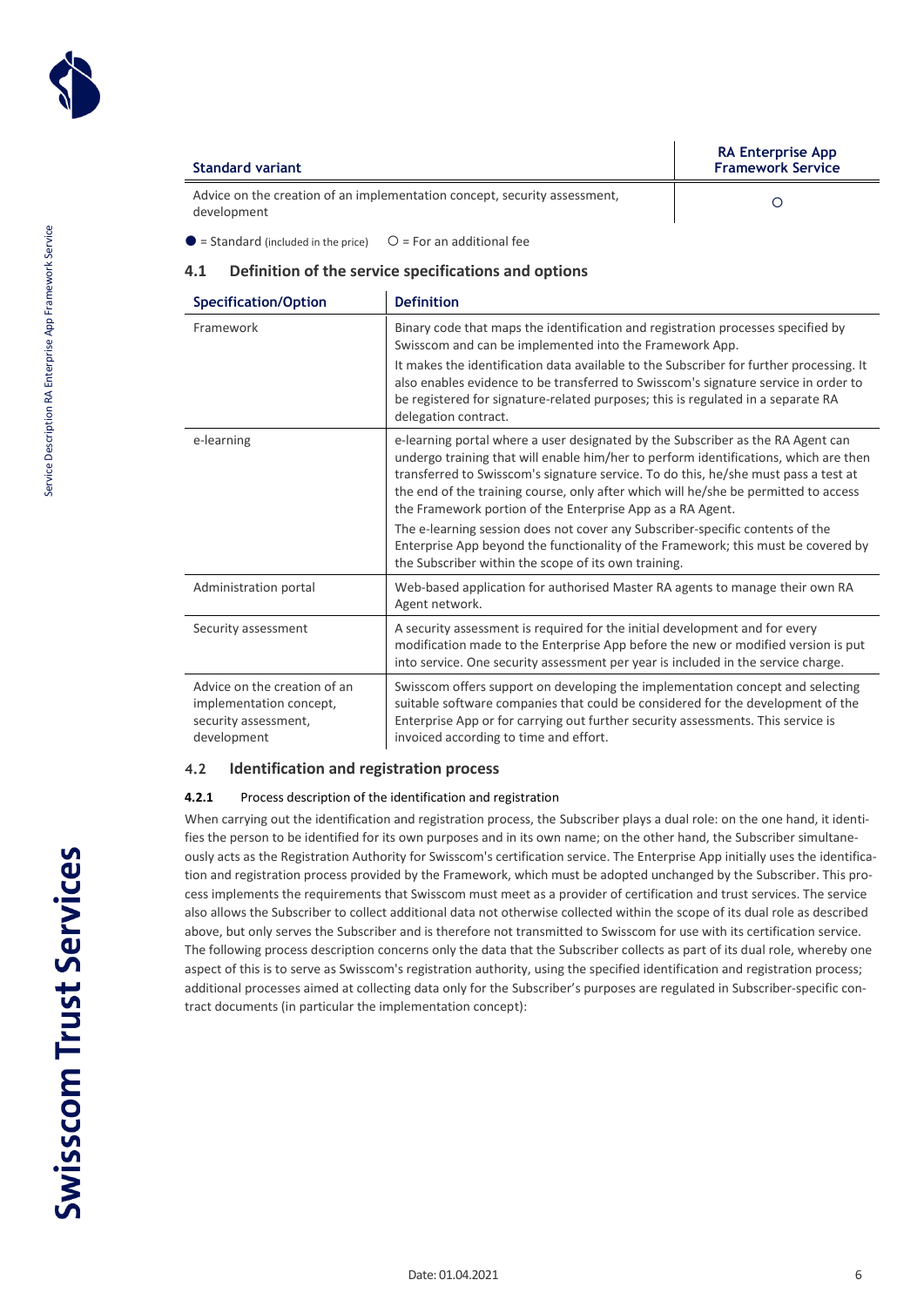| Standard variant | RA Enterprise App Framework Service |
|---|---|
| Advice on the creation of an implementation concept, security assessment, development | ○ |

● = Standard (included in the price)  ○ = For an additional fee

### 4.1 Definition of the service specifications and options

| Specification/Option | Definition |
|---|---|
| Framework | Binary code that maps the identification and registration processes specified by Swisscom and can be implemented into the Framework App.<br>It makes the identification data available to the Subscriber for further processing. It also enables evidence to be transferred to Swisscom's signature service in order to be registered for signature-related purposes; this is regulated in a separate RA delegation contract. |
| e-learning | e-learning portal where a user designated by the Subscriber as the RA Agent can undergo training that will enable him/her to perform identifications, which are then transferred to Swisscom's signature service. To do this, he/she must pass a test at the end of the training course, only after which will he/she be permitted to access the Framework portion of the Enterprise App as a RA Agent.<br>The e-learning session does not cover any Subscriber-specific contents of the Enterprise App beyond the functionality of the Framework; this must be covered by the Subscriber within the scope of its own training. |
| Administration portal | Web-based application for authorised Master RA agents to manage their own RA Agent network. |
| Security assessment | A security assessment is required for the initial development and for every modification made to the Enterprise App before the new or modified version is put into service. One security assessment per year is included in the service charge. |
| Advice on the creation of an implementation concept, security assessment, development | Swisscom offers support on developing the implementation concept and selecting suitable software companies that could be considered for the development of the Enterprise App or for carrying out further security assessments. This service is invoiced according to time and effort. |

### 4.2 Identification and registration process

#### 4.2.1 Process description of the identification and registration

When carrying out the identification and registration process, the Subscriber plays a dual role: on the one hand, it identifies the person to be identified for its own purposes and in its own name; on the other hand, the Subscriber simultaneously acts as the Registration Authority for Swisscom's certification service. The Enterprise App initially uses the identification and registration process provided by the Framework, which must be adopted unchanged by the Subscriber. This process implements the requirements that Swisscom must meet as a provider of certification and trust services. The service also allows the Subscriber to collect additional data not otherwise collected within the scope of its dual role as described above, but only serves the Subscriber and is therefore not transmitted to Swisscom for use with its certification service. The following process description concerns only the data that the Subscriber collects as part of its dual role, whereby one aspect of this is to serve as Swisscom's registration authority, using the specified identification and registration process; additional processes aimed at collecting data only for the Subscriber's purposes are regulated in Subscriber-specific contract documents (in particular the implementation concept):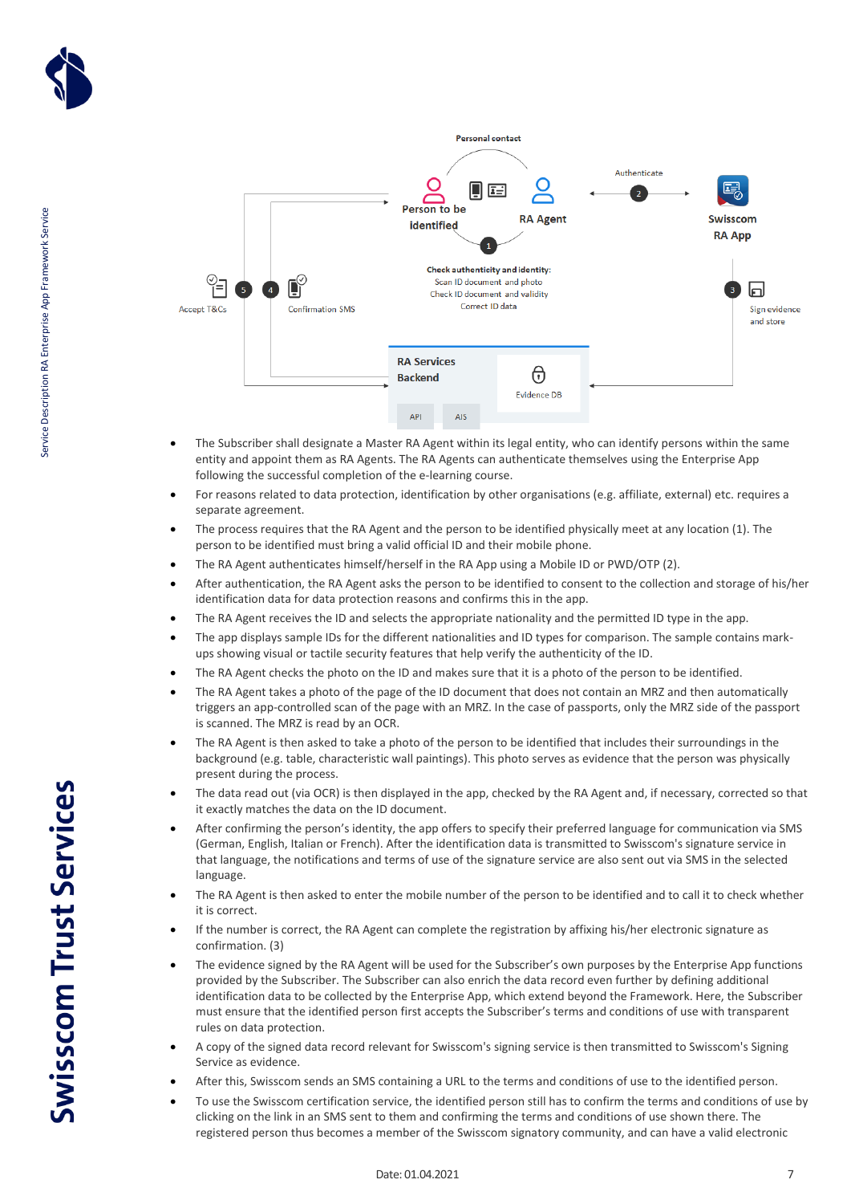Personal contact

Person to be identified

RA Agent

Authenticate

2

Swisscom RA App

1

Check authenticity and identity:
Scan ID document and photo
Check ID document and validity
Correct ID data

Accept T&Cs

5

4

Confirmation SMS

3

Sign evidence and store

RA Services Backend

Evidence DB

API

AIS

- The Subscriber shall designate a Master RA Agent within its legal entity, who can identify persons within the same entity and appoint them as RA Agents. The RA Agents can authenticate themselves using the Enterprise App following the successful completion of the e-learning course.
- For reasons related to data protection, identification by other organisations (e.g. affiliate, external) etc. requires a separate agreement.
- The process requires that the RA Agent and the person to be identified physically meet at any location (1). The person to be identified must bring a valid official ID and their mobile phone.
- The RA Agent authenticates himself/herself in the RA App using a Mobile ID or PWD/OTP (2).
- After authentication, the RA Agent asks the person to be identified to consent to the collection and storage of his/her identification data for data protection reasons and confirms this in the app.
- The RA Agent receives the ID and selects the appropriate nationality and the permitted ID type in the app.
- The app displays sample IDs for the different nationalities and ID types for comparison. The sample contains mark-ups showing visual or tactile security features that help verify the authenticity of the ID.
- The RA Agent checks the photo on the ID and makes sure that it is a photo of the person to be identified.
- The RA Agent takes a photo of the page of the ID document that does not contain an MRZ and then automatically triggers an app-controlled scan of the page with an MRZ. In the case of passports, only the MRZ side of the passport is scanned. The MRZ is read by an OCR.
- The RA Agent is then asked to take a photo of the person to be identified that includes their surroundings in the background (e.g. table, characteristic wall paintings). This photo serves as evidence that the person was physically present during the process.
- The data read out (via OCR) is then displayed in the app, checked by the RA Agent and, if necessary, corrected so that it exactly matches the data on the ID document.
- After confirming the person's identity, the app offers to specify their preferred language for communication via SMS (German, English, Italian or French). After the identification data is transmitted to Swisscom's signature service in that language, the notifications and terms of use of the signature service are also sent out via SMS in the selected language.
- The RA Agent is then asked to enter the mobile number of the person to be identified and to call it to check whether it is correct.
- If the number is correct, the RA Agent can complete the registration by affixing his/her electronic signature as confirmation. (3)
- The evidence signed by the RA Agent will be used for the Subscriber's own purposes by the Enterprise App functions provided by the Subscriber. The Subscriber can also enrich the data record even further by defining additional identification data to be collected by the Enterprise App, which extend beyond the Framework. Here, the Subscriber must ensure that the identified person first accepts the Subscriber's terms and conditions of use with transparent rules on data protection.
- A copy of the signed data record relevant for Swisscom's signing service is then transmitted to Swisscom's Signing Service as evidence.
- After this, Swisscom sends an SMS containing a URL to the terms and conditions of use to the identified person.
- To use the Swisscom certification service, the identified person still has to confirm the terms and conditions of use by clicking on the link in an SMS sent to them and confirming the terms and conditions of use shown there. The registered person thus becomes a member of the Swisscom signatory community, and can have a valid electronic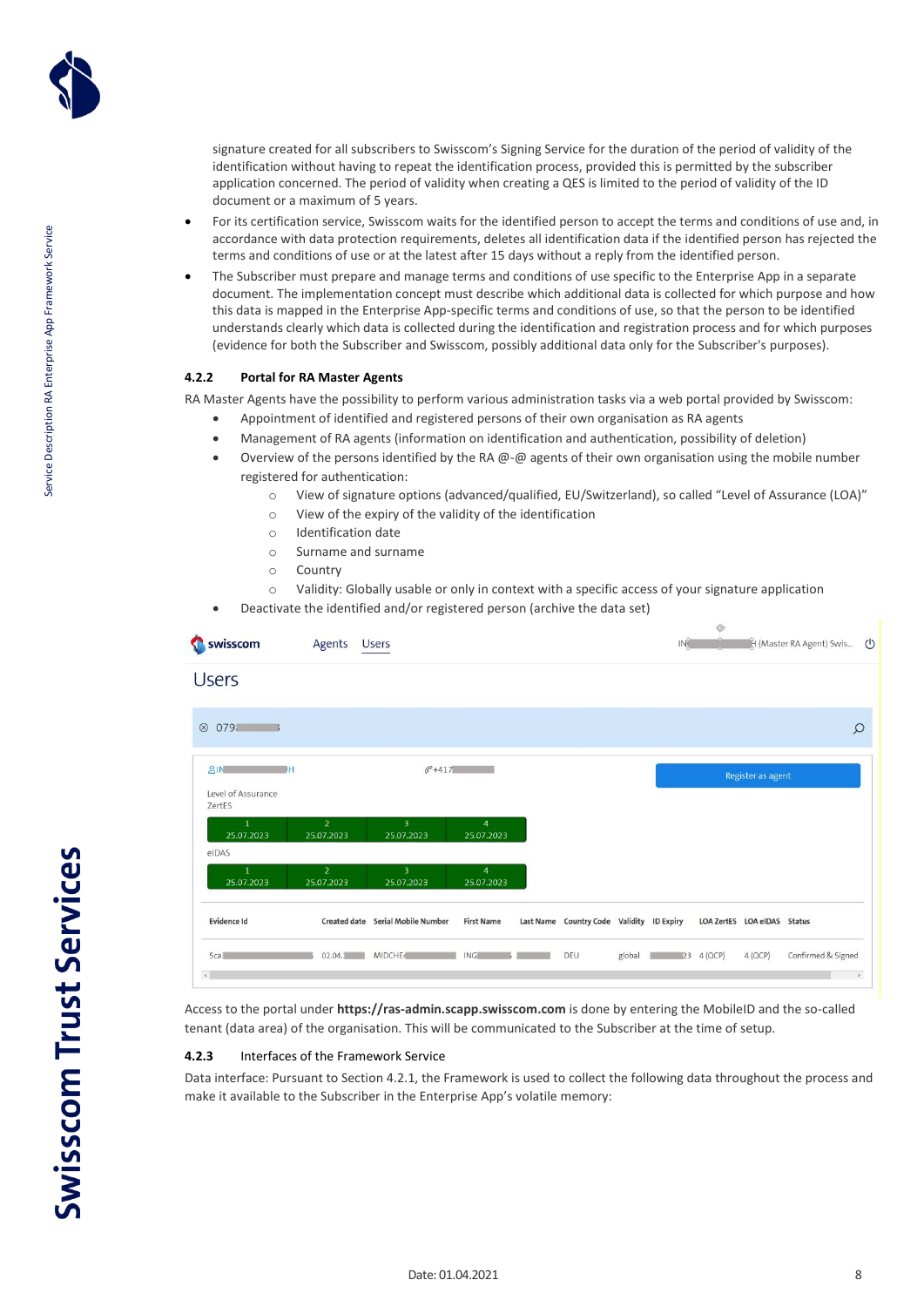signature created for all subscribers to Swisscom's Signing Service for the duration of the period of validity of the identification without having to repeat the identification process, provided this is permitted by the subscriber application concerned. The period of validity when creating a QES is limited to the period of validity of the ID document or a maximum of 5 years.

- For its certification service, Swisscom waits for the identified person to accept the terms and conditions of use and, in accordance with data protection requirements, deletes all identification data if the identified person has rejected the terms and conditions of use or at the latest after 15 days without a reply from the identified person.
- The Subscriber must prepare and manage terms and conditions of use specific to the Enterprise App in a separate document. The implementation concept must describe which additional data is collected for which purpose and how this data is mapped in the Enterprise App-specific terms and conditions of use, so that the person to be identified understands clearly which data is collected during the identification and registration process and for which purposes (evidence for both the Subscriber and Swisscom, possibly additional data only for the Subscriber's purposes).

### 4.2.2 Portal for RA Master Agents

RA Master Agents have the possibility to perform various administration tasks via a web portal provided by Swisscom:

- Appointment of identified and registered persons of their own organisation as RA agents
- Management of RA agents (information on identification and authentication, possibility of deletion)
- Overview of the persons identified by the RA @-@ agents of their own organisation using the mobile number registered for authentication:
  - View of signature options (advanced/qualified, EU/Switzerland), so called "Level of Assurance (LOA)"
  - View of the expiry of the validity of the identification
  - Identification date
  - Surname and surname
  - Country
  - Validity: Globally usable or only in context with a specific access of your signature application
- Deactivate the identified and/or registered person (archive the data set)

Access to the portal under **https://ras-admin.scapp.swisscom.com** is done by entering the MobileID and the so-called tenant (data area) of the organisation. This will be communicated to the Subscriber at the time of setup.

### 4.2.3 Interfaces of the Framework Service

Data interface: Pursuant to Section 4.2.1, the Framework is used to collect the following data throughout the process and make it available to the Subscriber in the Enterprise App's volatile memory: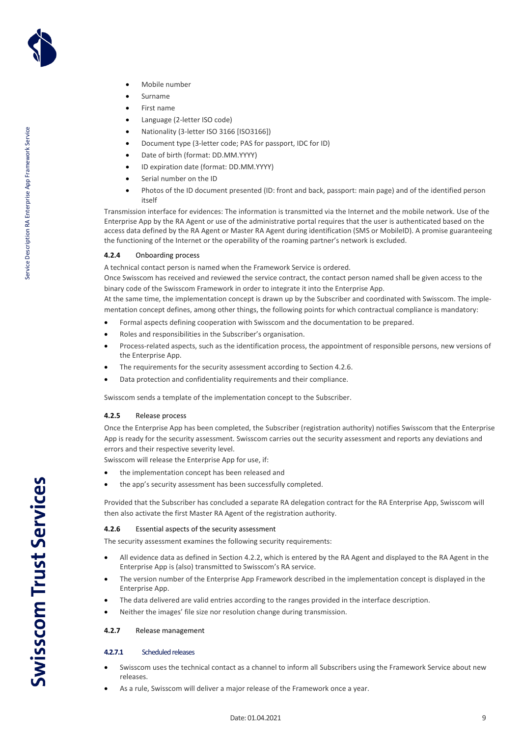- Mobile number
- Surname
- First name
- Language (2-letter ISO code)
- Nationality (3-letter ISO 3166 [ISO3166])
- Document type (3-letter code; PAS for passport, IDC for ID)
- Date of birth (format: DD.MM.YYYY)
- ID expiration date (format: DD.MM.YYYY)
- Serial number on the ID
- Photos of the ID document presented (ID: front and back, passport: main page) and of the identified person itself

Transmission interface for evidences: The information is transmitted via the Internet and the mobile network. Use of the Enterprise App by the RA Agent or use of the administrative portal requires that the user is authenticated based on the access data defined by the RA Agent or Master RA Agent during identification (SMS or MobileID). A promise guaranteeing the functioning of the Internet or the operability of the roaming partner's network is excluded.

### 4.2.4 Onboarding process

A technical contact person is named when the Framework Service is ordered.

Once Swisscom has received and reviewed the service contract, the contact person named shall be given access to the binary code of the Swisscom Framework in order to integrate it into the Enterprise App.

At the same time, the implementation concept is drawn up by the Subscriber and coordinated with Swisscom. The implementation concept defines, among other things, the following points for which contractual compliance is mandatory:

- Formal aspects defining cooperation with Swisscom and the documentation to be prepared.
- Roles and responsibilities in the Subscriber's organisation.
- Process-related aspects, such as the identification process, the appointment of responsible persons, new versions of the Enterprise App.
- The requirements for the security assessment according to Section 4.2.6.
- Data protection and confidentiality requirements and their compliance.

Swisscom sends a template of the implementation concept to the Subscriber.

### 4.2.5 Release process

Once the Enterprise App has been completed, the Subscriber (registration authority) notifies Swisscom that the Enterprise App is ready for the security assessment. Swisscom carries out the security assessment and reports any deviations and errors and their respective severity level.

Swisscom will release the Enterprise App for use, if:

- the implementation concept has been released and
- the app's security assessment has been successfully completed.

Provided that the Subscriber has concluded a separate RA delegation contract for the RA Enterprise App, Swisscom will then also activate the first Master RA Agent of the registration authority.

### 4.2.6 Essential aspects of the security assessment

The security assessment examines the following security requirements:

- All evidence data as defined in Section 4.2.2, which is entered by the RA Agent and displayed to the RA Agent in the Enterprise App is (also) transmitted to Swisscom's RA service.
- The version number of the Enterprise App Framework described in the implementation concept is displayed in the Enterprise App.
- The data delivered are valid entries according to the ranges provided in the interface description.
- Neither the images' file size nor resolution change during transmission.

### 4.2.7 Release management

#### 4.2.7.1 Scheduled releases

- Swisscom uses the technical contact as a channel to inform all Subscribers using the Framework Service about new releases.
- As a rule, Swisscom will deliver a major release of the Framework once a year.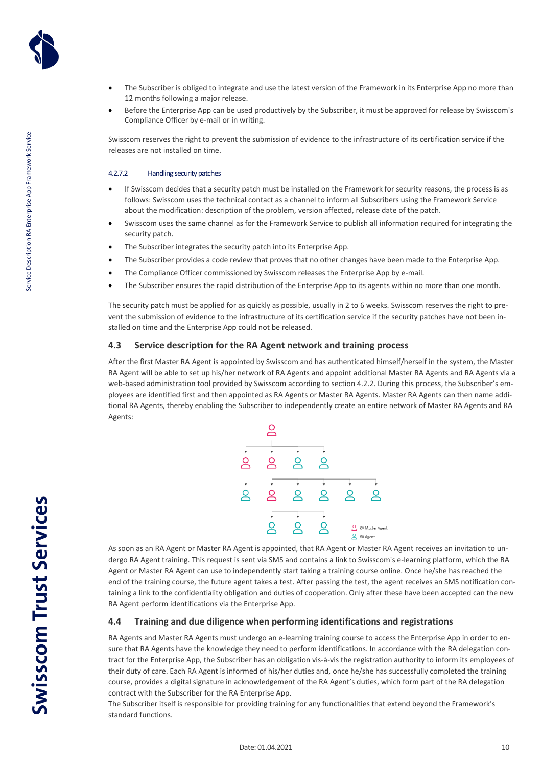- The Subscriber is obliged to integrate and use the latest version of the Framework in its Enterprise App no more than 12 months following a major release.
- Before the Enterprise App can be used productively by the Subscriber, it must be approved for release by Swisscom's Compliance Officer by e-mail or in writing.

Swisscom reserves the right to prevent the submission of evidence to the infrastructure of its certification service if the releases are not installed on time.

#### 4.2.7.2 Handling security patches

- If Swisscom decides that a security patch must be installed on the Framework for security reasons, the process is as follows: Swisscom uses the technical contact as a channel to inform all Subscribers using the Framework Service about the modification: description of the problem, version affected, release date of the patch.
- Swisscom uses the same channel as for the Framework Service to publish all information required for integrating the security patch.
- The Subscriber integrates the security patch into its Enterprise App.
- The Subscriber provides a code review that proves that no other changes have been made to the Enterprise App.
- The Compliance Officer commissioned by Swisscom releases the Enterprise App by e-mail.
- The Subscriber ensures the rapid distribution of the Enterprise App to its agents within no more than one month.

The security patch must be applied for as quickly as possible, usually in 2 to 6 weeks. Swisscom reserves the right to prevent the submission of evidence to the infrastructure of its certification service if the security patches have not been installed on time and the Enterprise App could not be released.

## 4.3 Service description for the RA Agent network and training process

After the first Master RA Agent is appointed by Swisscom and has authenticated himself/herself in the system, the Master RA Agent will be able to set up his/her network of RA Agents and appoint additional Master RA Agents and RA Agents via a web-based administration tool provided by Swisscom according to section 4.2.2. During this process, the Subscriber's employees are identified first and then appointed as RA Agents or Master RA Agents. Master RA Agents can then name additional RA Agents, thereby enabling the Subscriber to independently create an entire network of Master RA Agents and RA Agents:

RA Master Agent
RA Agent

As soon as an RA Agent or Master RA Agent is appointed, that RA Agent or Master RA Agent receives an invitation to undergo RA Agent training. This request is sent via SMS and contains a link to Swisscom's e-learning platform, which the RA Agent or Master RA Agent can use to independently start taking a training course online. Once he/she has reached the end of the training course, the future agent takes a test. After passing the test, the agent receives an SMS notification containing a link to the confidentiality obligation and duties of cooperation. Only after these have been accepted can the new RA Agent perform identifications via the Enterprise App.

## 4.4 Training and due diligence when performing identifications and registrations

RA Agents and Master RA Agents must undergo an e-learning training course to access the Enterprise App in order to ensure that RA Agents have the knowledge they need to perform identifications. In accordance with the RA delegation contract for the Enterprise App, the Subscriber has an obligation vis-à-vis the registration authority to inform its employees of their duty of care. Each RA Agent is informed of his/her duties and, once he/she has successfully completed the training course, provides a digital signature in acknowledgement of the RA Agent's duties, which form part of the RA delegation contract with the Subscriber for the RA Enterprise App.
The Subscriber itself is responsible for providing training for any functionalities that extend beyond the Framework's standard functions.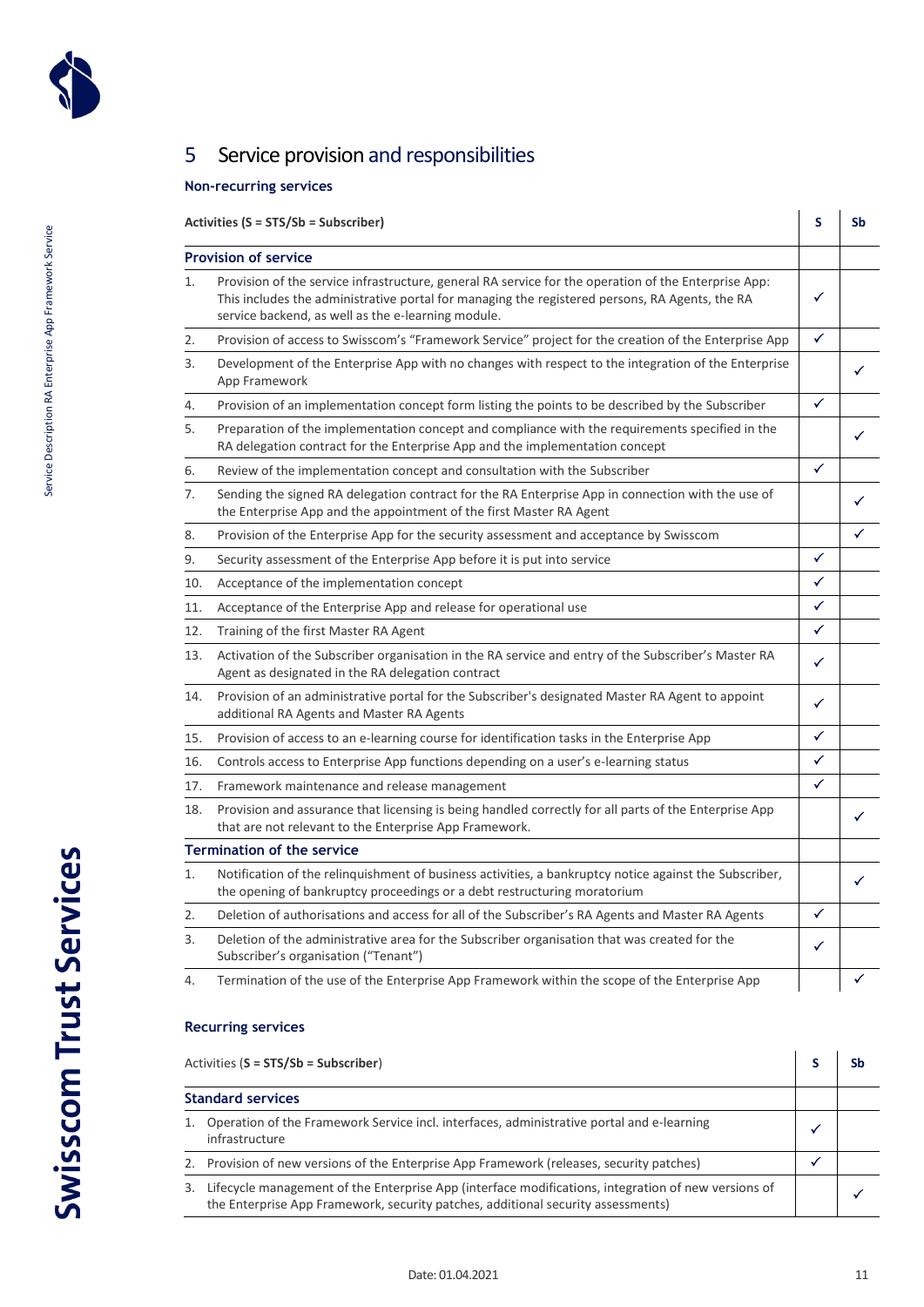## 5 Service provision and responsibilities

### Non-recurring services

| Activities (S = STS/Sb = Subscriber) | | S | Sb |
|---|---|---|---|
| **Provision of service** | | | |
| 1. | Provision of the service infrastructure, general RA service for the operation of the Enterprise App: This includes the administrative portal for managing the registered persons, RA Agents, the RA service backend, as well as the e-learning module. | ✓ | |
| 2. | Provision of access to Swisscom's "Framework Service" project for the creation of the Enterprise App | ✓ | |
| 3. | Development of the Enterprise App with no changes with respect to the integration of the Enterprise App Framework | | ✓ |
| 4. | Provision of an implementation concept form listing the points to be described by the Subscriber | ✓ | |
| 5. | Preparation of the implementation concept and compliance with the requirements specified in the RA delegation contract for the Enterprise App and the implementation concept | | ✓ |
| 6. | Review of the implementation concept and consultation with the Subscriber | ✓ | |
| 7. | Sending the signed RA delegation contract for the RA Enterprise App in connection with the use of the Enterprise App and the appointment of the first Master RA Agent | | ✓ |
| 8. | Provision of the Enterprise App for the security assessment and acceptance by Swisscom | | ✓ |
| 9. | Security assessment of the Enterprise App before it is put into service | ✓ | |
| 10. | Acceptance of the implementation concept | ✓ | |
| 11. | Acceptance of the Enterprise App and release for operational use | ✓ | |
| 12. | Training of the first Master RA Agent | ✓ | |
| 13. | Activation of the Subscriber organisation in the RA service and entry of the Subscriber's Master RA Agent as designated in the RA delegation contract | ✓ | |
| 14. | Provision of an administrative portal for the Subscriber's designated Master RA Agent to appoint additional RA Agents and Master RA Agents | ✓ | |
| 15. | Provision of access to an e-learning course for identification tasks in the Enterprise App | ✓ | |
| 16. | Controls access to Enterprise App functions depending on a user's e-learning status | ✓ | |
| 17. | Framework maintenance and release management | ✓ | |
| 18. | Provision and assurance that licensing is being handled correctly for all parts of the Enterprise App that are not relevant to the Enterprise App Framework. | | ✓ |
| **Termination of the service** | | | |
| 1. | Notification of the relinquishment of business activities, a bankruptcy notice against the Subscriber, the opening of bankruptcy proceedings or a debt restructuring moratorium | | ✓ |
| 2. | Deletion of authorisations and access for all of the Subscriber's RA Agents and Master RA Agents | ✓ | |
| 3. | Deletion of the administrative area for the Subscriber organisation that was created for the Subscriber's organisation ("Tenant") | ✓ | |
| 4. | Termination of the use of the Enterprise App Framework within the scope of the Enterprise App | | ✓ |

### Recurring services

| Activities (**S = STS/Sb = Subscriber**) | | S | Sb |
|---|---|---|---|
| **Standard services** | | | |
| 1. | Operation of the Framework Service incl. interfaces, administrative portal and e-learning infrastructure | ✓ | |
| 2. | Provision of new versions of the Enterprise App Framework (releases, security patches) | ✓ | |
| 3. | Lifecycle management of the Enterprise App (interface modifications, integration of new versions of the Enterprise App Framework, security patches, additional security assessments) | | ✓ |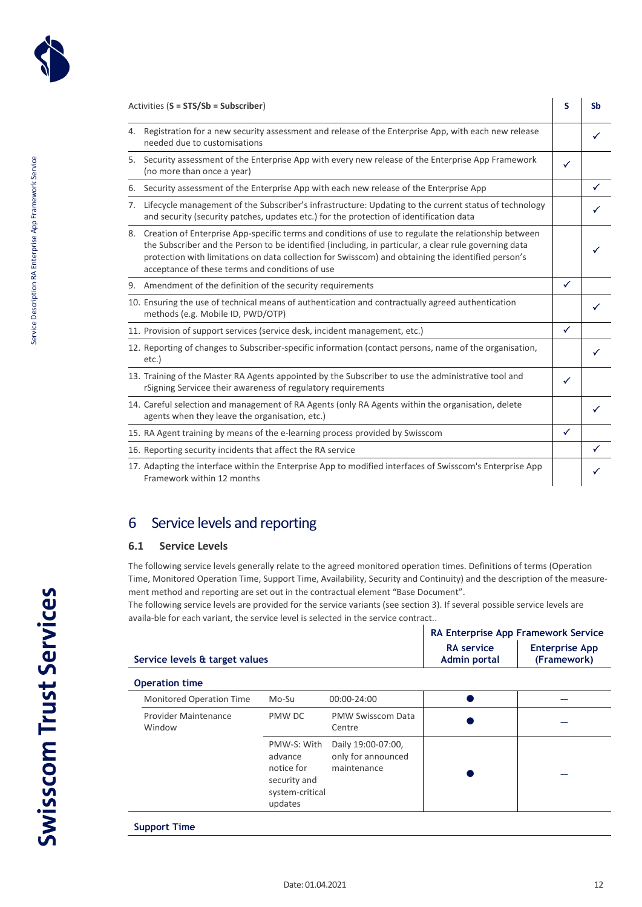| Activities (**S = STS/Sb = Subscriber**) | S | Sb |
|---|---|---|
| 4. Registration for a new security assessment and release of the Enterprise App, with each new release needed due to customisations | | ✓ |
| 5. Security assessment of the Enterprise App with every new release of the Enterprise App Framework (no more than once a year) | ✓ | |
| 6. Security assessment of the Enterprise App with each new release of the Enterprise App | | ✓ |
| 7. Lifecycle management of the Subscriber's infrastructure: Updating to the current status of technology and security (security patches, updates etc.) for the protection of identification data | | ✓ |
| 8. Creation of Enterprise App-specific terms and conditions of use to regulate the relationship between the Subscriber and the Person to be identified (including, in particular, a clear rule governing data protection with limitations on data collection for Swisscom) and obtaining the identified person's acceptance of these terms and conditions of use | | ✓ |
| 9. Amendment of the definition of the security requirements | ✓ | |
| 10. Ensuring the use of technical means of authentication and contractually agreed authentication methods (e.g. Mobile ID, PWD/OTP) | | ✓ |
| 11. Provision of support services (service desk, incident management, etc.) | ✓ | |
| 12. Reporting of changes to Subscriber-specific information (contact persons, name of the organisation, etc.) | | ✓ |
| 13. Training of the Master RA Agents appointed by the Subscriber to use the administrative tool and rSigning Servicee their awareness of regulatory requirements | ✓ | |
| 14. Careful selection and management of RA Agents (only RA Agents within the organisation, delete agents when they leave the organisation, etc.) | | ✓ |
| 15. RA Agent training by means of the e-learning process provided by Swisscom | ✓ | |
| 16. Reporting security incidents that affect the RA service | | ✓ |
| 17. Adapting the interface within the Enterprise App to modified interfaces of Swisscom's Enterprise App Framework within 12 months | | ✓ |

# 6 Service levels and reporting

## 6.1 Service Levels

The following service levels generally relate to the agreed monitored operation times. Definitions of terms (Operation Time, Monitored Operation Time, Support Time, Availability, Security and Continuity) and the description of the measure-ment method and reporting are set out in the contractual element "Base Document".
The following service levels are provided for the service variants (see section 3). If several possible service levels are availa-ble for each variant, the service level is selected in the service contract..

| Service levels & target values | | | RA Enterprise App Framework Service | |
|---|---|---|---|---|
| | | | **RA service Admin portal** | **Enterprise App (Framework)** |
| **Operation time** | | | | |
| Monitored Operation Time | Mo-Su | 00:00-24:00 | ● | – |
| Provider Maintenance Window | PMW DC | PMW Swisscom Data Centre | ● | – |
| | PMW-S: With advance notice for security and system-critical updates | Daily 19:00-07:00, only for announced maintenance | ● | – |
| **Support Time** | | | | |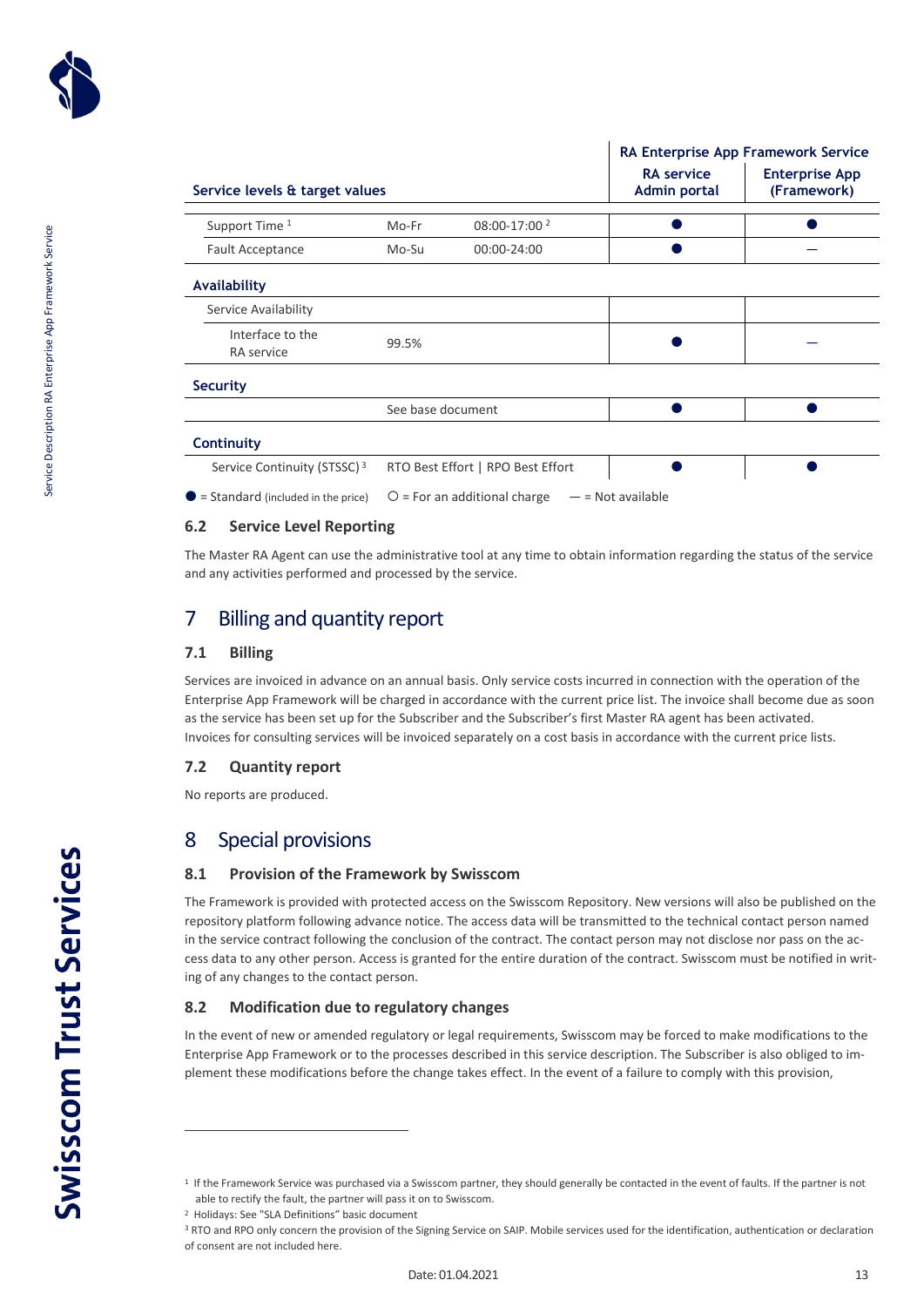| Service levels & target values | | | RA Enterprise App Framework Service | |
|---|---|---|---|---|
| | | | RA service Admin portal | Enterprise App (Framework) |
| Support Time [1] | Mo-Fr | 08:00-17:00 [2] | ● | ● |
| Fault Acceptance | Mo-Su | 00:00-24:00 | ● | — |
| **Availability** | | | | |
| Service Availability | | | | |
| Interface to the RA service | 99.5% | | ● | — |
| **Security** | | | | |
| | See base document | | ● | ● |
| **Continuity** | | | | |
| Service Continuity (STSSC) [3] | RTO Best Effort \| RPO Best Effort | | ● | ● |

● = Standard (included in the price) ○ = For an additional charge — = Not available

### 6.2 Service Level Reporting

The Master RA Agent can use the administrative tool at any time to obtain information regarding the status of the service and any activities performed and processed by the service.

## 7 Billing and quantity report

### 7.1 Billing

Services are invoiced in advance on an annual basis. Only service costs incurred in connection with the operation of the Enterprise App Framework will be charged in accordance with the current price list. The invoice shall become due as soon as the service has been set up for the Subscriber and the Subscriber's first Master RA agent has been activated. Invoices for consulting services will be invoiced separately on a cost basis in accordance with the current price lists.

### 7.2 Quantity report

No reports are produced.

## 8 Special provisions

### 8.1 Provision of the Framework by Swisscom

The Framework is provided with protected access on the Swisscom Repository. New versions will also be published on the repository platform following advance notice. The access data will be transmitted to the technical contact person named in the service contract following the conclusion of the contract. The contact person may not disclose nor pass on the access data to any other person. Access is granted for the entire duration of the contract. Swisscom must be notified in writing of any changes to the contact person.

### 8.2 Modification due to regulatory changes

In the event of new or amended regulatory or legal requirements, Swisscom may be forced to make modifications to the Enterprise App Framework or to the processes described in this service description. The Subscriber is also obliged to implement these modifications before the change takes effect. In the event of a failure to comply with this provision,

---

[1] If the Framework Service was purchased via a Swisscom partner, they should generally be contacted in the event of faults. If the partner is not able to rectify the fault, the partner will pass it on to Swisscom.

[2] Holidays: See "SLA Definitions" basic document

[3] RTO and RPO only concern the provision of the Signing Service on SAIP. Mobile services used for the identification, authentication or declaration of consent are not included here.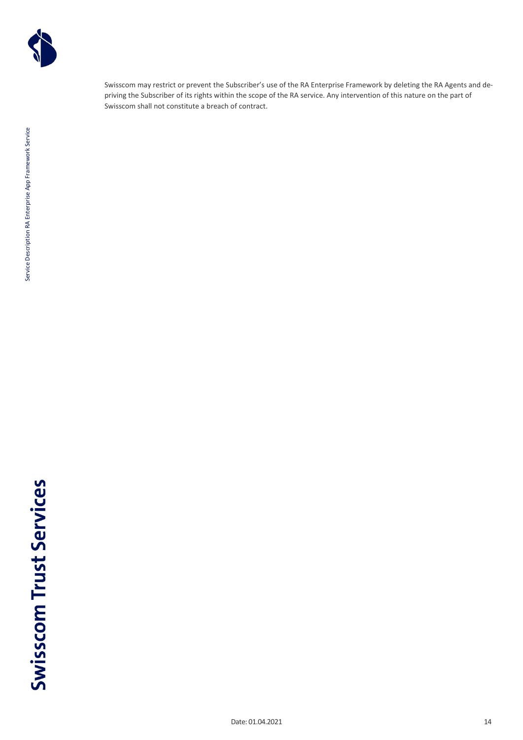Swisscom may restrict or prevent the Subscriber's use of the RA Enterprise Framework by deleting the RA Agents and depriving the Subscriber of its rights within the scope of the RA service. Any intervention of this nature on the part of Swisscom shall not constitute a breach of contract.